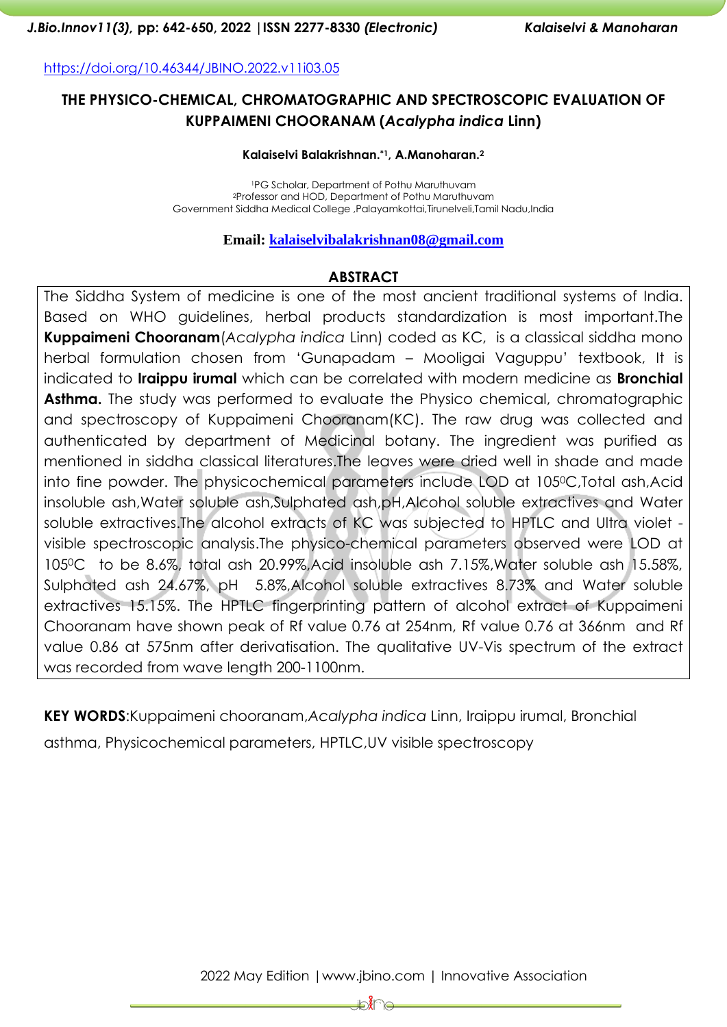https://doi.org/10.46344/JBINO.2022.v11i03.05

# THE PHYSICO-CHEMICAL, CHROMATOGRAPHIC AND SPECTROSCOPIC EVALUATION OF KUPPAIMENI CHOORANAM (*Acalypha indica* Linn)

**Kalaiselvi Balakrishnan.*[1], A.Manoharan.[2]**

[1]PG Scholar, Department of Pothu Maruthuvam
[2]Professor and HOD, Department of Pothu Maruthuvam
Government Siddha Medical College ,Palayamkottai,Tirunelveli,Tamil Nadu,India

**Email: kalaiselvibalakrishnan08@gmail.com**

## ABSTRACT

The Siddha System of medicine is one of the most ancient traditional systems of India. Based on WHO guidelines, herbal products standardization is most important.The **Kuppaimeni Chooranam**(*Acalypha indica* Linn) coded as KC, is a classical siddha mono herbal formulation chosen from 'Gunapadam – Mooligai Vaguppu' textbook, It is indicated to **Iraippu irumal** which can be correlated with modern medicine as **Bronchial Asthma.** The study was performed to evaluate the Physico chemical, chromatographic and spectroscopy of Kuppaimeni Chooranam(KC). The raw drug was collected and authenticated by department of Medicinal botany. The ingredient was purified as mentioned in siddha classical literatures.The leaves were dried well in shade and made into fine powder. The physicochemical parameters include LOD at 105$^0$C,Total ash,Acid insoluble ash,Water soluble ash,Sulphated ash,pH,Alcohol soluble extractives and Water soluble extractives.The alcohol extracts of KC was subjected to HPTLC and Ultra violet - visible spectroscopic analysis.The physico-chemical parameters observed were LOD at 105$^0$C to be 8.6%, total ash 20.99%,Acid insoluble ash 7.15%,Water soluble ash 15.58%, Sulphated ash 24.67%, pH 5.8%,Alcohol soluble extractives 8.73% and Water soluble extractives 15.15%. The HPTLC fingerprinting pattern of alcohol extract of Kuppaimeni Chooranam have shown peak of Rf value 0.76 at 254nm, Rf value 0.76 at 366nm and Rf value 0.86 at 575nm after derivatisation. The qualitative UV-Vis spectrum of the extract was recorded from wave length 200-1100nm.

**KEY WORDS**:Kuppaimeni chooranam,*Acalypha indica* Linn, Iraippu irumal, Bronchial asthma, Physicochemical parameters, HPTLC,UV visible spectroscopy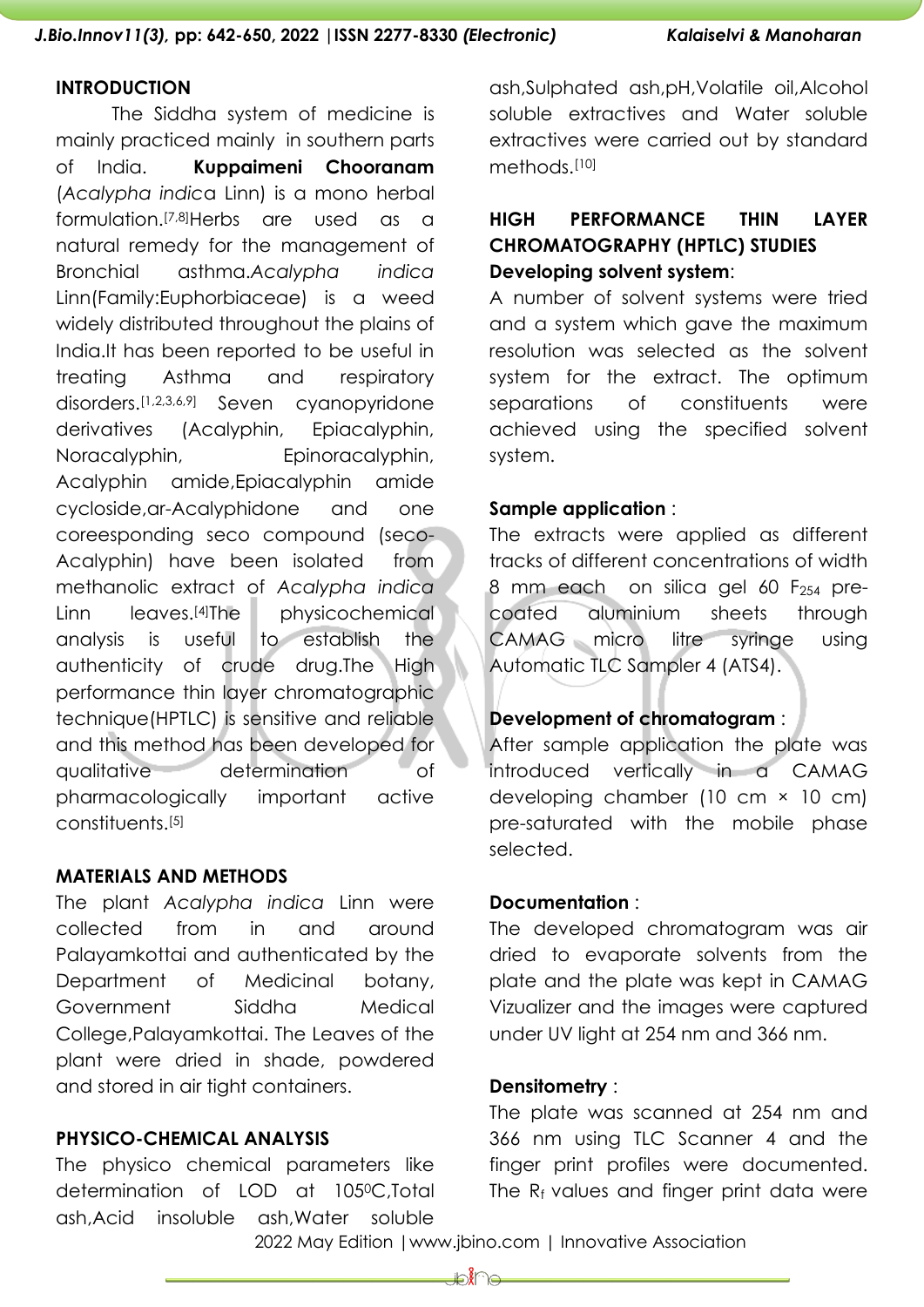## INTRODUCTION

The Siddha system of medicine is mainly practiced mainly in southern parts of India. **Kuppaimeni Chooranam** (*Acalypha indica* Linn) is a mono herbal formulation.[7,8]Herbs are used as a natural remedy for the management of Bronchial asthma.*Acalypha indica* Linn(Family:Euphorbiaceae) is a weed widely distributed throughout the plains of India.It has been reported to be useful in treating Asthma and respiratory disorders.[1,2,3,6,9] Seven cyanopyridone derivatives (Acalyphin, Epiacalyphin, Noracalyphin, Epinoracalyphin, Acalyphin amide,Epiacalyphin amide cycloside,ar-Acalyphidone and one coreesponding seco compound (seco-Acalyphin) have been isolated from methanolic extract of *Acalypha indica* Linn leaves.[4]The physicochemical analysis is useful to establish the authenticity of crude drug.The High performance thin layer chromatographic technique(HPTLC) is sensitive and reliable and this method has been developed for qualitative determination of pharmacologically important active constituents.[5]

## MATERIALS AND METHODS

The plant *Acalypha indica* Linn were collected from in and around Palayamkottai and authenticated by the Department of Medicinal botany, Government Siddha Medical College,Palayamkottai. The Leaves of the plant were dried in shade, powdered and stored in air tight containers.

## PHYSICO-CHEMICAL ANALYSIS

The physico chemical parameters like determination of LOD at 105$^0$C,Total ash,Acid insoluble ash,Water soluble ash,Sulphated ash,pH,Volatile oil,Alcohol soluble extractives and Water soluble extractives were carried out by standard methods.[10]

## HIGH PERFORMANCE THIN LAYER CHROMATOGRAPHY (HPTLC) STUDIES

**Developing solvent system**:

A number of solvent systems were tried and a system which gave the maximum resolution was selected as the solvent system for the extract. The optimum separations of constituents were achieved using the specified solvent system.

**Sample application** :

The extracts were applied as different tracks of different concentrations of width 8 mm each on silica gel 60 $F_{254}$ pre-coated aluminium sheets through CAMAG micro litre syringe using Automatic TLC Sampler 4 (ATS4).

**Development of chromatogram** :

After sample application the plate was introduced vertically in a CAMAG developing chamber (10 cm × 10 cm) pre-saturated with the mobile phase selected.

**Documentation** :

The developed chromatogram was air dried to evaporate solvents from the plate and the plate was kept in CAMAG Vizualizer and the images were captured under UV light at 254 nm and 366 nm.

**Densitometry** :

The plate was scanned at 254 nm and 366 nm using TLC Scanner 4 and the finger print profiles were documented. The $R_f$ values and finger print data were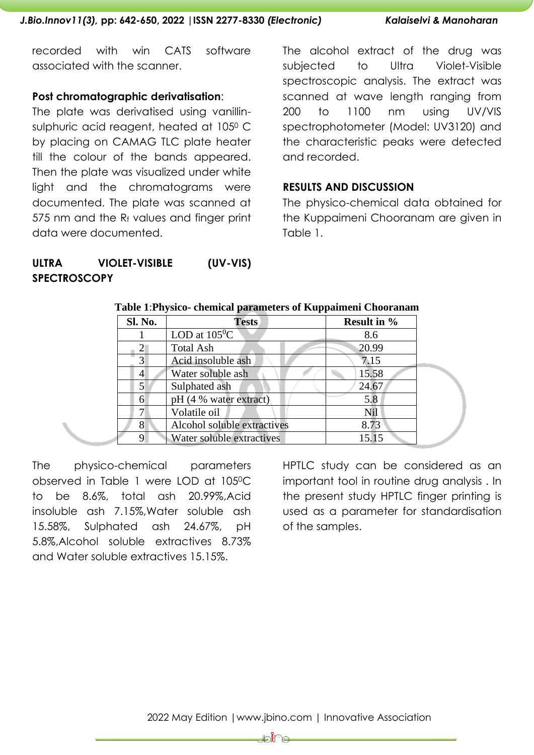recorded with win CATS software associated with the scanner.

**Post chromatographic derivatisation**:

The plate was derivatised using vanillin-sulphuric acid reagent, heated at $105^0$ C by placing on CAMAG TLC plate heater till the colour of the bands appeared. Then the plate was visualized under white light and the chromatograms were documented. The plate was scanned at 575 nm and the $R_f$ values and finger print data were documented.

**ULTRA VIOLET-VISIBLE (UV-VIS) SPECTROSCOPY**

The alcohol extract of the drug was subjected to Ultra Violet-Visible spectroscopic analysis. The extract was scanned at wave length ranging from 200 to 1100 nm using UV/VIS spectrophotometer (Model: UV3120) and the characteristic peaks were detected and recorded.

**RESULTS AND DISCUSSION**

The physico-chemical data obtained for the Kuppaimeni Chooranam are given in Table 1.

**Table 1**:**Physico- chemical parameters of Kuppaimeni Chooranam**

| Sl. No. | Tests | Result in % |
|---|---|---|
| 1 | LOD at $105^0$C | 8.6 |
| 2 | Total Ash | 20.99 |
| 3 | Acid insoluble ash | 7.15 |
| 4 | Water soluble ash | 15.58 |
| 5 | Sulphated ash | 24.67 |
| 6 | pH (4 % water extract) | 5.8 |
| 7 | Volatile oil | Nil |
| 8 | Alcohol soluble extractives | 8.73 |
| 9 | Water soluble extractives | 15.15 |

The physico-chemical parameters observed in Table 1 were LOD at $105^0$C to be 8.6%, total ash 20.99%,Acid insoluble ash 7.15%,Water soluble ash 15.58%, Sulphated ash 24.67%, pH 5.8%,Alcohol soluble extractives 8.73% and Water soluble extractives 15.15%.

HPTLC study can be considered as an important tool in routine drug analysis . In the present study HPTLC finger printing is used as a parameter for standardisation of the samples.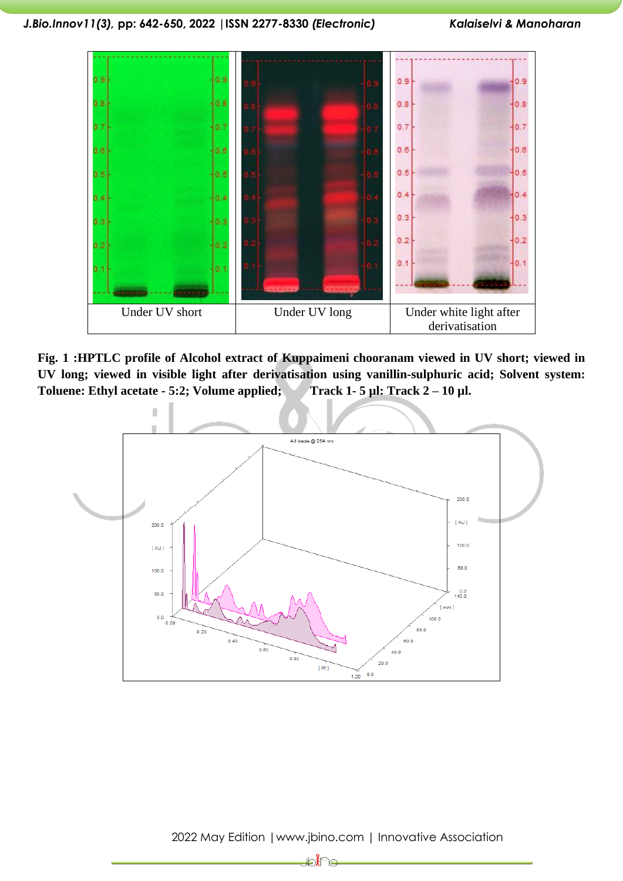| Under UV short | Under UV long | Under white light after derivatisation |
|---|---|---|

**Fig. 1 :HPTLC profile of Alcohol extract of Kuppaimeni chooranam viewed in UV short; viewed in UV long; viewed in visible light after derivatisation using vanillin-sulphuric acid; Solvent system: Toluene: Ethyl acetate - 5:2; Volume applied; Track 1- 5 µl: Track 2 – 10 µl.**

All tracks @ 254 nm

200.0
[ AU ]
100.0
50.0
0.0
0.00
0.20
0.40
0.60
0.80
[ Rf ]
1.20
0.0
20.0
40.0
60.0
80.0
100.0
[ mm ]
140.0
0.0
50.0
100.0
[ AU ]
200.0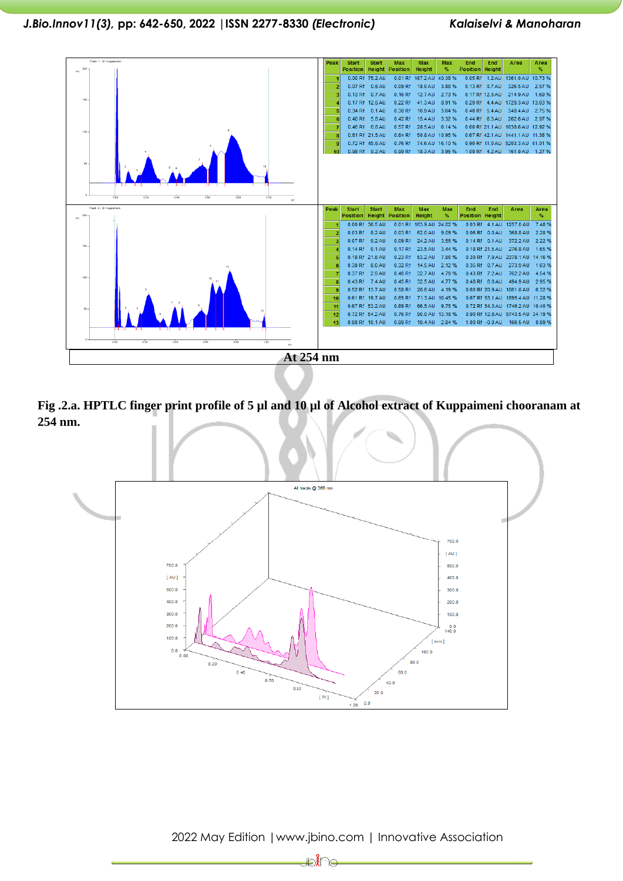| Peak | Start Position | Start Height | Max Position | Max Height | Max % | End Position | End Height | Area | Area % |
|---|---|---|---|---|---|---|---|---|---|
| 1 | 0.00 Rf | 75.2 AU | 0.01 Rf | 187.2 AU | 40.38 % | 0.05 Rf | 1.2 AU | 1361.0 AU | 10.73 % |
| 2 | 0.07 Rf | 0.6 AU | 0.09 Rf | 18.0 AU | 3.88 % | 0.13 Rf | 0.7 AU | 326.5 AU | 2.57 % |
| 3 | 0.13 Rf | 0.7 AU | 0.16 Rf | 12.7 AU | 2.73 % | 0.17 Rf | 12.3 AU | 214.9 AU | 1.69 % |
| 4 | 0.17 Rf | 12.6 AU | 0.22 Rf | 41.3 AU | 8.91 % | 0.29 Rf | 4.4 AU | 1729.3 AU | 13.63 % |
| 5 | 0.34 Rf | 0.1 AU | 0.36 Rf | 16.9 AU | 3.64 % | 0.40 Rf | 5.4 AU | 348.4 AU | 2.75 % |
| 6 | 0.40 Rf | 5.6 AU | 0.42 Rf | 15.4 AU | 3.32 % | 0.44 Rf | 6.3 AU | 262.6 AU | 2.07 % |
| 7 | 0.46 Rf | 6.8 AU | 0.57 Rf | 28.5 AU | 6.14 % | 0.60 Rf | 21.1 AU | 1638.6 AU | 12.92 % |
| 8 | 0.61 Rf | 21.5 AU | 0.64 Rf | 50.8 AU | 10.95 % | 0.67 Rf | 42.1 AU | 1441.1 AU | 11.36 % |
| 9 | 0.72 Rf | 45.6 AU | 0.76 Rf | 74.6 AU | 16.10 % | 0.90 Rf | 11.0 AU | 5203.3 AU | 41.01 % |
| 10 | 0.98 Rf | 9.2 AU | 0.99 Rf | 18.3 AU | 3.95 % | 1.00 Rf | 4.2 AU | 161.0 AU | 1.27 % |

| Peak | Start Position | Start Height | Max Position | Max Height | Max % | End Position | End Height | Area | Area % |
|---|---|---|---|---|---|---|---|---|---|
| 1 | 0.00 Rf | 36.5 AU | 0.01 Rf | 163.9 AU | 24.02 % | 0.03 Rf | 4.1 AU | 1257.0 AU | 7.48 % |
| 2 | 0.03 Rf | 8.2 AU | 0.03 Rf | 62.0 AU | 9.09 % | 0.06 Rf | 0.0 AU | 368.8 AU | 2.20 % |
| 3 | 0.07 Rf | 0.2 AU | 0.09 Rf | 24.2 AU | 3.55 % | 0.14 Rf | 0.1 AU | 372.2 AU | 2.22 % |
| 4 | 0.14 Rf | 0.1 AU | 0.17 Rf | 23.5 AU | 3.44 % | 0.18 Rf | 21.5 AU | 276.8 AU | 1.65 % |
| 5 | 0.18 Rf | 21.6 AU | 0.23 Rf | 53.2 AU | 7.80 % | 0.30 Rf | 7.9 AU | 2378.1 AU | 14.16 % |
| 6 | 0.30 Rf | 8.0 AU | 0.32 Rf | 14.5 AU | 2.12 % | 0.35 Rf | 0.7 AU | 273.9 AU | 1.63 % |
| 7 | 0.37 Rf | 2.9 AU | 0.40 Rf | 32.7 AU | 4.79 % | 0.43 Rf | 7.2 AU | 762.2 AU | 4.54 % |
| 8 | 0.43 Rf | 7.4 AU | 0.45 Rf | 32.5 AU | 4.77 % | 0.48 Rf | 8.0 AU | 494.9 AU | 2.95 % |
| 9 | 0.52 Rf | 13.7 AU | 0.58 Rf | 28.6 AU | 4.19 % | 0.60 Rf | 20.9 AU | 1061.8 AU | 6.32 % |
| 10 | 0.61 Rf | 19.7 AU | 0.65 Rf | 71.3 AU | 10.45 % | 0.67 Rf | 53.1 AU | 1895.4 AU | 11.28 % |
| 11 | 0.67 Rf | 53.2 AU | 0.69 Rf | 66.5 AU | 9.75 % | 0.72 Rf | 54.3 AU | 1746.2 AU | 10.40 % |
| 12 | 0.72 Rf | 54.2 AU | 0.76 Rf | 90.0 AU | 13.18 % | 0.90 Rf | 12.8 AU | 5743.5 AU | 34.19 % |
| 13 | 0.98 Rf | 10.1 AU | 0.99 Rf | 19.4 AU | 2.84 % | 1.00 Rf | -0.0 AU | 166.5 AU | 0.99 % |

At 254 nm

**Fig .2.a. HPTLC finger print profile of 5 µl and 10 µl of Alcohol extract of Kuppaimeni chooranam at 254 nm.**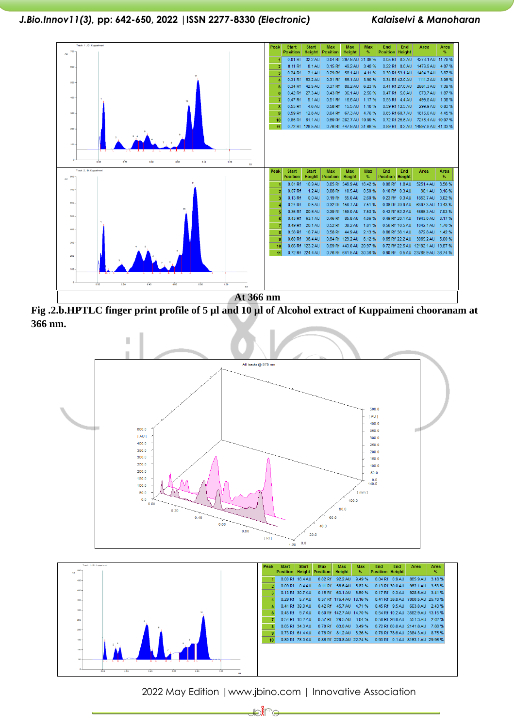| Peak | Start Position | Start Height | Max Position | Max Height | Max % | End Position | End Height | Area | Area % |
|---|---|---|---|---|---|---|---|---|---|
| 1 | 0.01 Rf | 32.2 AU | 0.04 Rf | 297.9 AU | 21.06 % | 0.05 Rf | 8.3 AU | 4273.1 AU | 11.78 % |
| 2 | 0.11 Rf | 0.1 AU | 0.15 Rf | 49.2 AU | 3.48 % | 0.22 Rf | 0.0 AU | 1476.9 AU | 4.07 % |
| 3 | 0.24 Rf | 2.1 AU | 0.29 Rf | 58.1 AU | 4.11 % | 0.30 Rf | 53.1 AU | 1404.3 AU | 3.87 % |
| 4 | 0.31 Rf | 53.2 AU | 0.31 Rf | 55.1 AU | 3.90 % | 0.34 Rf | 42.0 AU | 1111.2 AU | 3.06 % |
| 5 | 0.34 Rf | 42.5 AU | 0.37 Rf | 88.2 AU | 6.23 % | 0.41 Rf | 27.0 AU | 2681.3 AU | 7.39 % |
| 6 | 0.42 Rf | 27.3 AU | 0.43 Rf | 36.1 AU | 2.56 % | 0.47 Rf | 5.0 AU | 678.7 AU | 1.87 % |
| 7 | 0.47 Rf | 5.1 AU | 0.51 Rf | 16.6 AU | 1.17 % | 0.55 Rf | 4.4 AU | 499.6 AU | 1.38 % |
| 8 | 0.55 Rf | 4.6 AU | 0.58 Rf | 15.5 AU | 1.10 % | 0.59 Rf | 12.5 AU | 299.9 AU | 0.83 % |
| 9 | 0.59 Rf | 12.8 AU | 0.64 Rf | 67.3 AU | 4.76 % | 0.65 Rf | 60.7 AU | 1616.0 AU | 4.45 % |
| 10 | 0.65 Rf | 61.1 AU | 0.69 Rf | 282.7 AU | 19.99 % | 0.72 Rf | 25.6 AU | 7246.4 AU | 19.97 % |
| 11 | 0.72 Rf | 126.5 AU | 0.76 Rf | 447.9 AU | 31.66 % | 0.89 Rf | 0.2 AU | 14997.8 AU | 41.33 % |

| Peak | Start Position | Start Height | Max Position | Max Height | Max % | End Position | End Height | Area | Area % |
|---|---|---|---|---|---|---|---|---|---|
| 1 | 0.01 Rf | 10.9 AU | 0.05 Rf | 346.9 AU | 16.42 % | 0.06 Rf | 1.8 AU | 5251.4 AU | 8.56 % |
| 2 | 0.07 Rf | 1.2 AU | 0.08 Rf | 10.5 AU | 0.50 % | 0.10 Rf | 0.3 AU | 98.1 AU | 0.16 % |
| 3 | 0.13 Rf | 0.0 AU | 0.19 Rf | 55.0 AU | 2.60 % | 0.23 Rf | 0.3 AU | 1853.7 AU | 3.02 % |
| 4 | 0.24 Rf | 0.5 AU | 0.32 Rf | 158.7 AU | 7.51 % | 0.36 Rf | 79.9 AU | 6397.3 AU | 10.43 % |
| 5 | 0.36 Rf | 80.6 AU | 0.39 Rf | 159.0 AU | 7.53 % | 0.43 Rf | 62.2 AU | 4865.3 AU | 7.93 % |
| 6 | 0.43 Rf | 63.1 AU | 0.46 Rf | 85.8 AU | 4.06 % | 0.49 Rf | 20.1 AU | 1943.0 AU | 3.17 % |
| 7 | 0.49 Rf | 20.1 AU | 0.52 Rf | 38.2 AU | 1.81 % | 0.56 Rf | 10.5 AU | 1042.1 AU | 1.70 % |
| 8 | 0.56 Rf | 10.7 AU | 0.58 Rf | 44.9 AU | 2.13 % | 0.60 Rf | 36.1 AU | 872.6 AU | 1.42 % |
| 9 | 0.60 Rf | 36.4 AU | 0.64 Rf | 129.2 AU | 6.12 % | 0.65 Rf | 22.2 AU | 3069.2 AU | 5.00 % |
| 10 | 0.66 Rf | 123.2 AU | 0.69 Rf | 443.0 AU | 20.97 % | 0.72 Rf | 22.5 AU | 12192.1 AU | 19.87 % |
| 11 | 0.72 Rf | 224.4 AU | 0.76 Rf | 641.5 AU | 30.36 % | 0.90 Rf | 0.5 AU | 23765.9 AU | 38.74 % |

**At 366 nm**

**Fig .2.b.HPTLC finger print profile of 5 µl and 10 µl of Alcohol extract of Kuppaimeni chooranam at 366 nm.**

All tracks @ 575 nm

| Peak | Start Position | Start Height | Max Position | Max Height | Max % | End Position | End Height | Area | Area % |
|---|---|---|---|---|---|---|---|---|---|
| 1 | 0.00 Rf | 16.4 AU | 0.02 Rf | 92.2 AU | 9.49 % | 0.04 Rf | 0.9 AU | 865.9 AU | 3.18 % |
| 2 | 0.09 Rf | 0.4 AU | 0.11 Rf | 56.6 AU | 5.82 % | 0.13 Rf | 30.0 AU | 962.1 AU | 3.53 % |
| 3 | 0.13 Rf | 30.7 AU | 0.15 Rf | 63.1 AU | 6.50 % | 0.17 Rf | 0.3 AU | 928.5 AU | 3.41 % |
| 4 | 0.29 Rf | 5.7 AU | 0.37 Rf | 176.4 AU | 18.16 % | 0.41 Rf | 38.8 AU | 7000.5 AU | 25.70 % |
| 5 | 0.41 Rf | 39.0 AU | 0.42 Rf | 45.7 AU | 4.71 % | 0.45 Rf | 9.5 AU | 663.0 AU | 2.43 % |
| 6 | 0.45 Rf | 9.7 AU | 0.50 Rf | 142.7 AU | 14.70 % | 0.54 Rf | 10.2 AU | 3582.9 AU | 13.15 % |
| 7 | 0.54 Rf | 10.2 AU | 0.57 Rf | 29.5 AU | 3.04 % | 0.58 Rf | 26.8 AU | 551.3 AU | 2.02 % |
| 8 | 0.65 Rf | 34.3 AU | 0.70 Rf | 63.0 AU | 6.49 % | 0.72 Rf | 60.8 AU | 2141.8 AU | 7.86 % |
| 9 | 0.73 Rf | 61.4 AU | 0.76 Rf | 81.2 AU | 8.36 % | 0.78 Rf | 78.6 AU | 2384.3 AU | 8.75 % |
| 10 | 0.80 Rf | 78.0 AU | 0.86 Rf | 220.8 AU | 22.74 % | 0.93 Rf | 0.1 AU | 8163.1 AU | 29.96 % |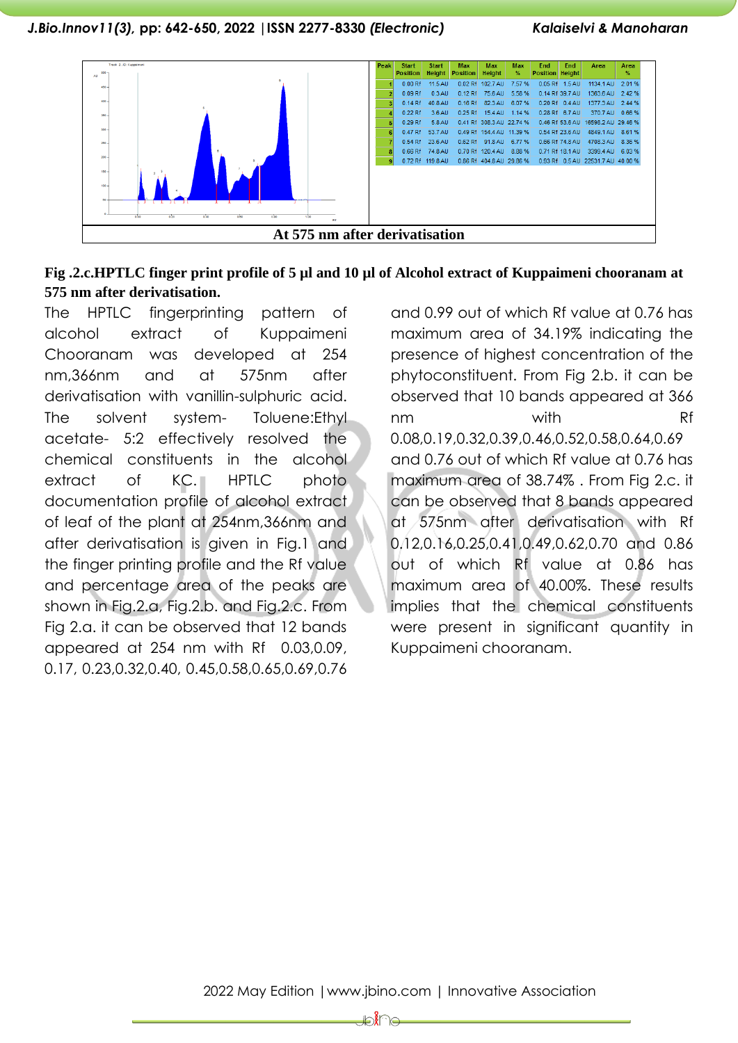| Peak | Start Position | Start Height | Max Position | Max Height | Max % | End Position | End Height | Area | Area % |
|---|---|---|---|---|---|---|---|---|---|
| 1 | 0.00 Rf | 11.5 AU | 0.02 Rf | 102.7 AU | 7.57 % | 0.05 Rf | 1.5 AU | 1134.1 AU | 2.01 % |
| 2 | 0.09 Rf | 0.3 AU | 0.12 Rf | 75.6 AU | 5.58 % | 0.14 Rf | 39.7 AU | 1363.6 AU | 2.42 % |
| 3 | 0.14 Rf | 40.8 AU | 0.16 Rf | 82.3 AU | 6.07 % | 0.20 Rf | 0.4 AU | 1377.3 AU | 2.44 % |
| 4 | 0.22 Rf | 3.6 AU | 0.25 Rf | 15.4 AU | 1.14 % | 0.28 Rf | 6.7 AU | 370.7 AU | 0.66 % |
| 5 | 0.29 Rf | 5.8 AU | 0.41 Rf | 308.3 AU | 22.74 % | 0.46 Rf | 53.6 AU | 16598.2 AU | 29.46 % |
| 6 | 0.47 Rf | 53.7 AU | 0.49 Rf | 154.4 AU | 11.39 % | 0.54 Rf | 23.6 AU | 4849.1 AU | 8.61 % |
| 7 | 0.54 Rf | 23.6 AU | 0.62 Rf | 91.8 AU | 6.77 % | 0.66 Rf | 74.8 AU | 4708.3 AU | 8.36 % |
| 8 | 0.66 Rf | 74.8 AU | 0.70 Rf | 120.4 AU | 8.88 % | 0.71 Rf | 18.1 AU | 3399.4 AU | 6.03 % |
| 9 | 0.72 Rf | 119.8 AU | 0.86 Rf | 404.8 AU | 29.86 % | 0.93 Rf | 0.5 AU | 22531.7 AU | 40.00 % |

At 575 nm after derivatisation

**Fig .2.c.HPTLC finger print profile of 5 µl and 10 µl of Alcohol extract of Kuppaimeni chooranam at 575 nm after derivatisation.**

The HPTLC fingerprinting pattern of alcohol extract of Kuppaimeni Chooranam was developed at 254 nm,366nm and at 575nm after derivatisation with vanillin-sulphuric acid. The solvent system- Toluene:Ethyl acetate- 5:2 effectively resolved the chemical constituents in the alcohol extract of KC. HPTLC photo documentation profile of alcohol extract of leaf of the plant at 254nm,366nm and after derivatisation is given in Fig.1 and the finger printing profile and the Rf value and percentage area of the peaks are shown in Fig.2.a, Fig.2.b. and Fig.2.c. From Fig 2.a. it can be observed that 12 bands appeared at 254 nm with Rf 0.03,0.09, 0.17, 0.23,0.32,0.40, 0.45,0.58,0.65,0.69,0.76 and 0.99 out of which Rf value at 0.76 has maximum area of 34.19% indicating the presence of highest concentration of the phytoconstituent. From Fig 2.b. it can be observed that 10 bands appeared at 366 nm with Rf 0.08,0.19,0.32,0.39,0.46,0.52,0.58,0.64,0.69 and 0.76 out of which Rf value at 0.76 has maximum area of 38.74% . From Fig 2.c. it can be observed that 8 bands appeared at 575nm after derivatisation with Rf 0.12,0.16,0.25,0.41,0.49,0.62,0.70 and 0.86 out of which Rf value at 0.86 has maximum area of 40.00%. These results implies that the chemical constituents were present in significant quantity in Kuppaimeni chooranam.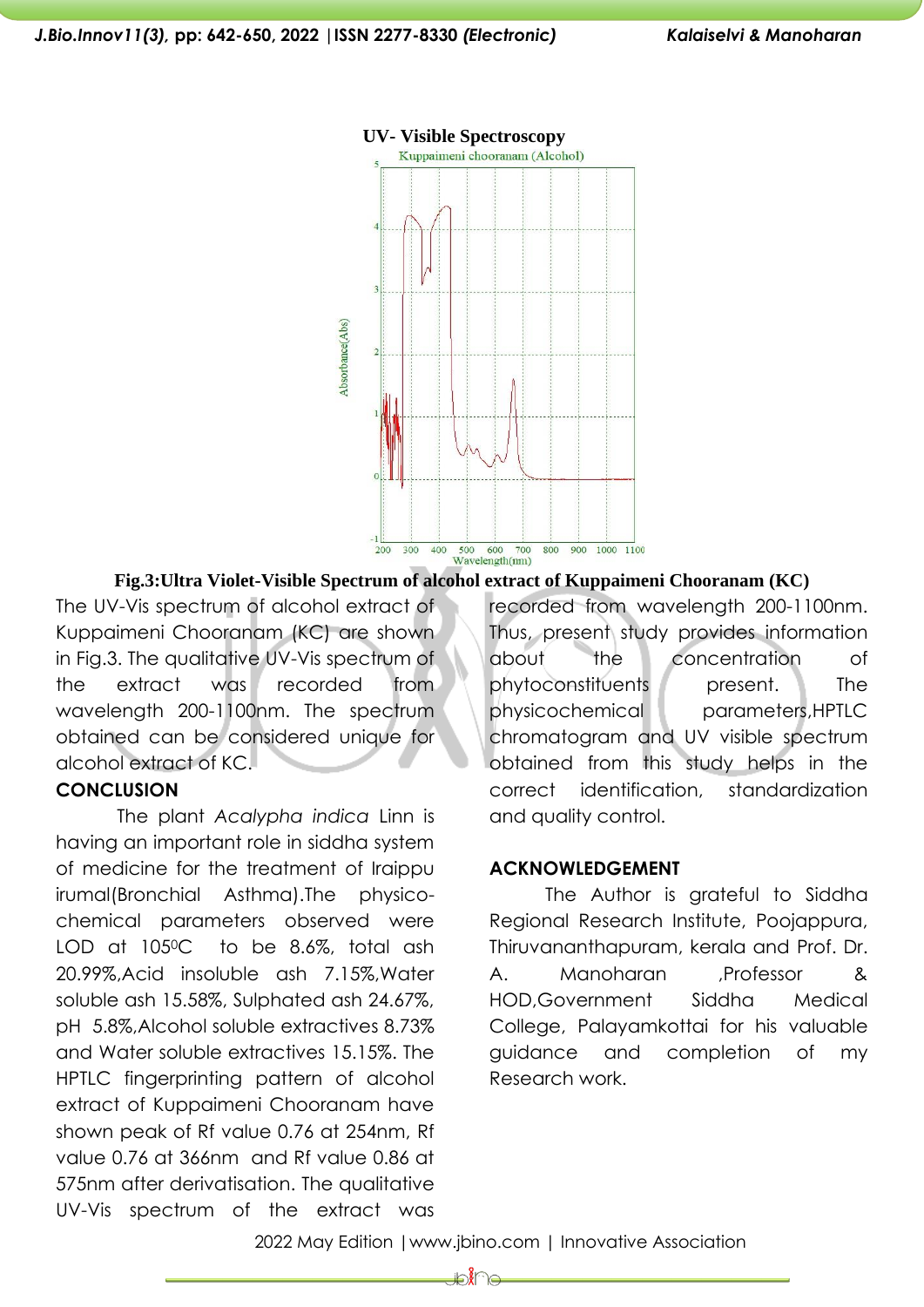UV- Visible Spectroscopy

Kuppaimeni chooranam (Alcohol)

Absorbance(Abs)

5
4
3
2
1
0
-1

200 300 400 500 600 700 800 900 1000 1100

Wavelength(nm)

**Fig.3:Ultra Violet-Visible Spectrum of alcohol extract of Kuppaimeni Chooranam (KC)**

The UV-Vis spectrum of alcohol extract of Kuppaimeni Chooranam (KC) are shown in Fig.3. The qualitative UV-Vis spectrum of the extract was recorded from wavelength 200-1100nm. The spectrum obtained can be considered unique for alcohol extract of KC.

## CONCLUSION

The plant *Acalypha indica* Linn is having an important role in siddha system of medicine for the treatment of Iraippu irumal(Bronchial Asthma).The physico-chemical parameters observed were LOD at 105$^{0}$C to be 8.6%, total ash 20.99%,Acid insoluble ash 7.15%,Water soluble ash 15.58%, Sulphated ash 24.67%, pH 5.8%,Alcohol soluble extractives 8.73% and Water soluble extractives 15.15%. The HPTLC fingerprinting pattern of alcohol extract of Kuppaimeni Chooranam have shown peak of Rf value 0.76 at 254nm, Rf value 0.76 at 366nm and Rf value 0.86 at 575nm after derivatisation. The qualitative UV-Vis spectrum of the extract was recorded from wavelength 200-1100nm. Thus, present study provides information about the concentration of phytoconstituents present. The physicochemical parameters,HPTLC chromatogram and UV visible spectrum obtained from this study helps in the correct identification, standardization and quality control.

## ACKNOWLEDGEMENT

The Author is grateful to Siddha Regional Research Institute, Poojappura, Thiruvananthapuram, kerala and Prof. Dr. A. Manoharan ,Professor & HOD,Government Siddha Medical College, Palayamkottai for his valuable guidance and completion of my Research work.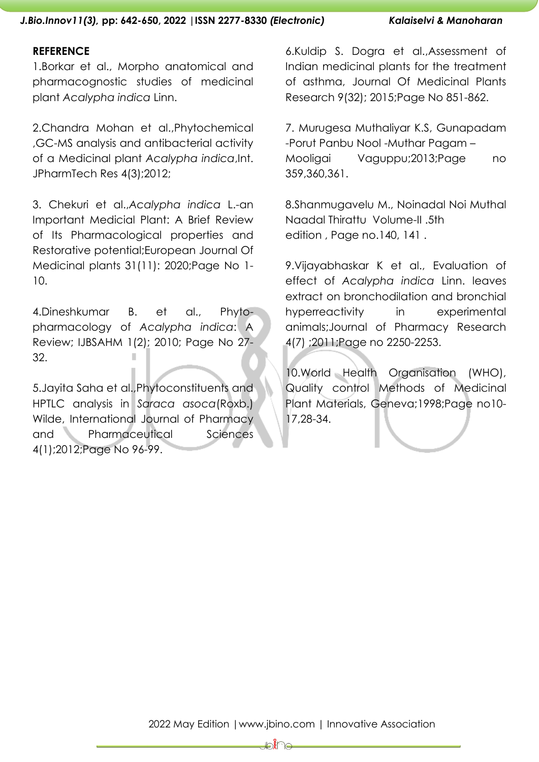## REFERENCE

1.Borkar et al., Morpho anatomical and pharmacognostic studies of medicinal plant *Acalypha indica* Linn.

2.Chandra Mohan et al.,Phytochemical ,GC-MS analysis and antibacterial activity of a Medicinal plant *Acalypha indica*,Int. JPharmTech Res 4(3);2012;

3. Chekuri et al.,*Acalypha indica* L.-an Important Medicial Plant: A Brief Review of Its Pharmacological properties and Restorative potential;European Journal Of Medicinal plants 31(11): 2020;Page No 1-10.

4.Dineshkumar B. et al., Phyto-pharmacology of *Acalypha indica*: A Review; IJBSAHM 1(2); 2010; Page No 27-32.

5.Jayita Saha et al.,Phytoconstituents and HPTLC analysis in *Saraca asoca*(Roxb.) Wilde, International Journal of Pharmacy and Pharmaceutical Sciences 4(1);2012;Page No 96-99.

6.Kuldip S. Dogra et al.,Assessment of Indian medicinal plants for the treatment of asthma, Journal Of Medicinal Plants Research 9(32); 2015;Page No 851-862.

7. Murugesa Muthaliyar K.S, Gunapadam -Porut Panbu Nool -Muthar Pagam – Mooligai Vaguppu;2013;Page no 359,360,361.

8.Shanmugavelu M., Noinadal Noi Muthal Naadal Thirattu Volume-II .5th edition , Page no.140, 141 .

9.Vijayabhaskar K et al., Evaluation of effect of *Acalypha indica* Linn. leaves extract on bronchodilation and bronchial hyperreactivity in experimental animals;Journal of Pharmacy Research 4(7) ;2011;Page no 2250-2253.

10.World Health Organisation (WHO), Quality control Methods of Medicinal Plant Materials, Geneva;1998;Page no10-17,28-34.